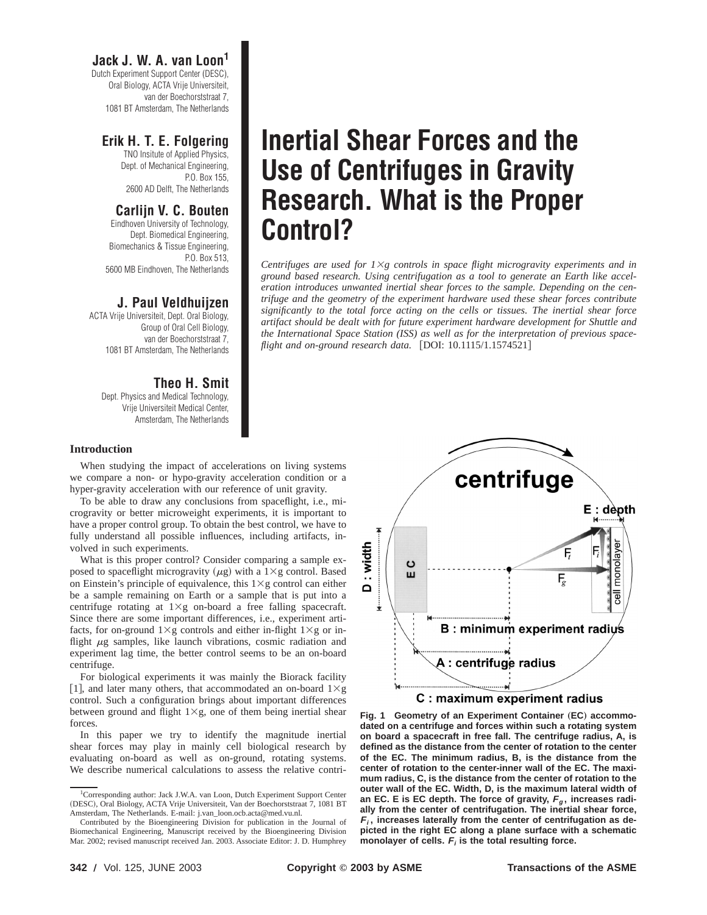**Jack J. W. A. van Loon**[1]
Dutch Experiment Support Center (DESC),
Oral Biology, ACTA Vrije Universiteit,
van der Boechorststraat 7,
1081 BT Amsterdam, The Netherlands

**Erik H. T. E. Folgering**
TNO Insitute of Applied Physics,
Dept. of Mechanical Engineering,
P.O. Box 155,
2600 AD Delft, The Netherlands

**Carlijn V. C. Bouten**
Eindhoven University of Technology,
Dept. Biomedical Engineering,
Biomechanics & Tissue Engineering,
P.O. Box 513,
5600 MB Eindhoven, The Netherlands

**J. Paul Veldhuijzen**
ACTA Vrije Universiteit, Dept. Oral Biology,
Group of Oral Cell Biology,
van der Boechorststraat 7,
1081 BT Amsterdam, The Netherlands

**Theo H. Smit**
Dept. Physics and Medical Technology,
Vrije Universiteit Medical Center,
Amsterdam, The Netherlands

# Inertial Shear Forces and the Use of Centrifuges in Gravity Research. What is the Proper Control?

*Centrifuges are used for 1×g controls in space flight microgravity experiments and in ground based research. Using centrifugation as a tool to generate an Earth like acceleration introduces unwanted inertial shear forces to the sample. Depending on the centrifuge and the geometry of the experiment hardware used these shear forces contribute significantly to the total force acting on the cells or tissues. The inertial shear force artifact should be dealt with for future experiment hardware development for Shuttle and the International Space Station (ISS) as well as for the interpretation of previous spaceflight and on-ground research data.* [DOI: 10.1115/1.1574521]

## Introduction

When studying the impact of accelerations on living systems we compare a non- or hypo-gravity acceleration condition or a hyper-gravity acceleration with our reference of unit gravity.

To be able to draw any conclusions from spaceflight, i.e., microgravity or better microweight experiments, it is important to have a proper control group. To obtain the best control, we have to fully understand all possible influences, including artifacts, involved in such experiments.

What is this proper control? Consider comparing a sample exposed to spaceflight microgravity ($\mu$g) with a 1×g control. Based on Einstein's principle of equivalence, this 1×g control can either be a sample remaining on Earth or a sample that is put into a centrifuge rotating at 1×g on-board a free falling spacecraft. Since there are some important differences, i.e., experiment artifacts, for on-ground 1×g controls and either in-flight 1×g or in-flight $\mu$g samples, like launch vibrations, cosmic radiation and experiment lag time, the better control seems to be an on-board centrifuge.

For biological experiments it was mainly the Biorack facility [1], and later many others, that accommodated an on-board 1×g control. Such a configuration brings about important differences between ground and flight 1×g, one of them being inertial shear forces.

In this paper we try to identify the magnitude inertial shear forces may play in mainly cell biological research by evaluating on-board as well as on-ground, rotating systems. We describe numerical calculations to assess the relative contri-

centrifuge
E : depth
D : width
E C
$F_t$
$F_i$
$F_g$
cell monolayer
B : minimum experiment radius
A : centrifuge radius
C : maximum experiment radius

**Fig. 1 Geometry of an Experiment Container (EC) accommodated on a centrifuge and forces within such a rotating system on board a spacecraft in free fall. The centrifuge radius, A, is defined as the distance from the center of rotation to the center of the EC. The minimum radius, B, is the distance from the center of rotation to the center-inner wall of the EC. The maximum radius, C, is the distance from the center of rotation to the outer wall of the EC. Width, D, is the maximum lateral width of an EC. E is EC depth. The force of gravity, $F_g$, increases radially from the center of centrifugation. The inertial shear force, $F_i$, increases laterally from the center of centrifugation as depicted in the right EC along a plane surface with a schematic monolayer of cells. $F_t$ is the total resulting force.**

[1]Corresponding author: Jack J.W.A. van Loon, Dutch Experiment Support Center (DESC), Oral Biology, ACTA Vrije Universiteit, Van der Boechorststraat 7, 1081 BT Amsterdam, The Netherlands. E-mail: j.van_loon.ocb.acta@med.vu.nl.

Contributed by the Bioengineering Division for publication in the Journal of Biomechanical Engineering, Manuscript received by the Bioengineering Division Mar. 2002; revised manuscript received Jan. 2003. Associate Editor: J. D. Humphrey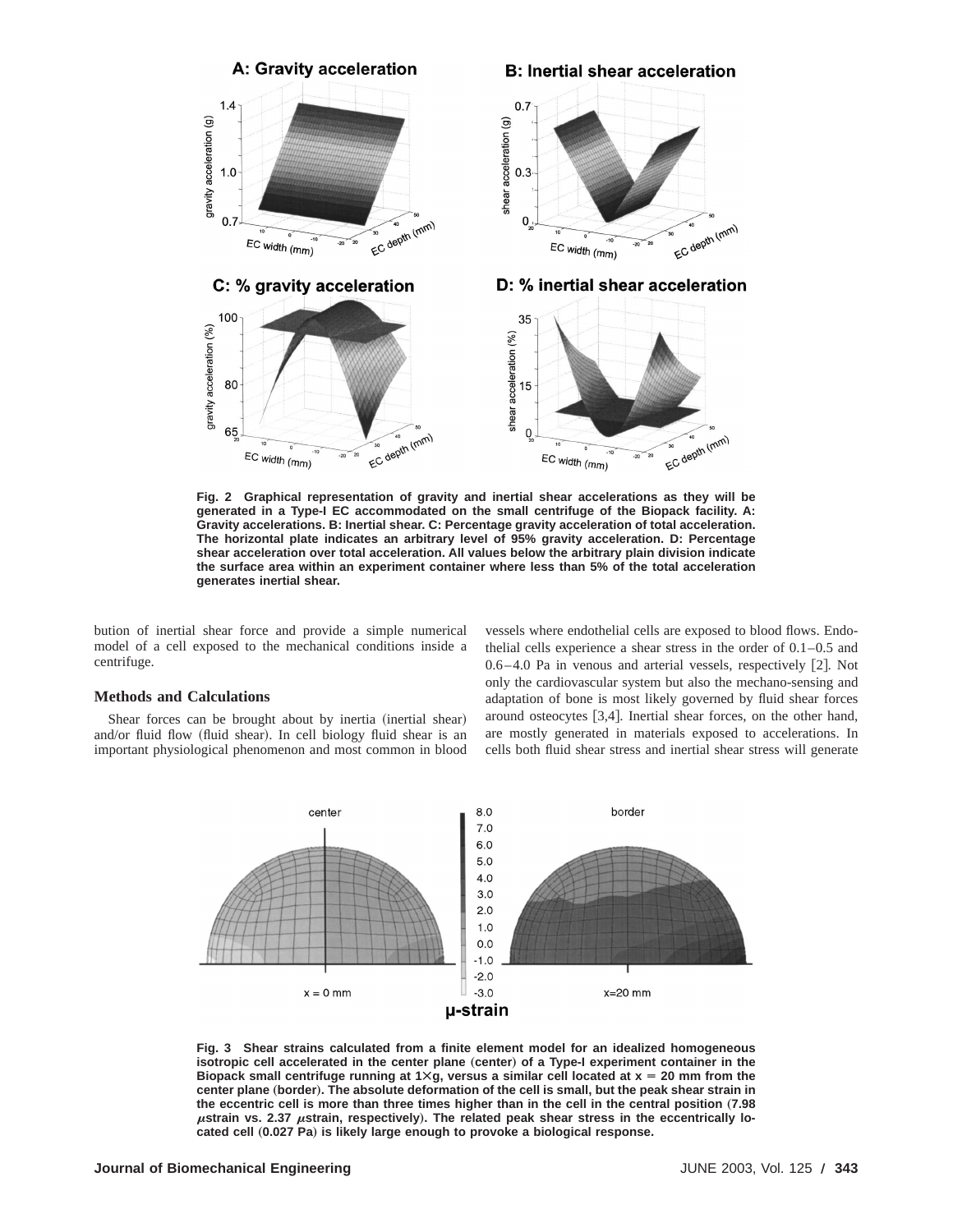A: Gravity acceleration

1.4
1.0
0.7
gravity acceleration (g)
EC width (mm)
EC depth (mm)

B: Inertial shear acceleration

0.7
0.3
0
shear acceleration (g)
EC width (mm)
EC depth (mm)

C: % gravity acceleration

100
80
65
gravity acceleration (%)
EC width (mm)
EC depth (mm)

D: % inertial shear acceleration

35
15
0
shear acceleration (%)
EC width (mm)
EC depth (mm)

**Fig. 2 Graphical representation of gravity and inertial shear accelerations as they will be generated in a Type-I EC accommodated on the small centrifuge of the Biopack facility. A: Gravity accelerations. B: Inertial shear. C: Percentage gravity acceleration of total acceleration. The horizontal plate indicates an arbitrary level of 95% gravity acceleration. D: Percentage shear acceleration over total acceleration. All values below the arbitrary plain division indicate the surface area within an experiment container where less than 5% of the total acceleration generates inertial shear.**

bution of inertial shear force and provide a simple numerical model of a cell exposed to the mechanical conditions inside a centrifuge.

## Methods and Calculations

Shear forces can be brought about by inertia (inertial shear) and/or fluid flow (fluid shear). In cell biology fluid shear is an important physiological phenomenon and most common in blood vessels where endothelial cells are exposed to blood flows. Endothelial cells experience a shear stress in the order of 0.1–0.5 and 0.6–4.0 Pa in venous and arterial vessels, respectively [2]. Not only the cardiovascular system but also the mechano-sensing and adaptation of bone is most likely governed by fluid shear forces around osteocytes [3,4]. Inertial shear forces, on the other hand, are mostly generated in materials exposed to accelerations. In cells both fluid shear stress and inertial shear stress will generate

center
border
x = 0 mm
x=20 mm
8.0
7.0
6.0
5.0
4.0
3.0
2.0
1.0
0.0
-1.0
-2.0
-3.0
μ-strain

**Fig. 3 Shear strains calculated from a finite element model for an idealized homogeneous isotropic cell accelerated in the center plane (center) of a Type-I experiment container in the Biopack small centrifuge running at 1×g, versus a similar cell located at x = 20 mm from the center plane (border). The absolute deformation of the cell is small, but the peak shear strain in the eccentric cell is more than three times higher than in the cell in the central position (7.98 μstrain vs. 2.37 μstrain, respectively). The related peak shear stress in the eccentrically located cell (0.027 Pa) is likely large enough to provoke a biological response.**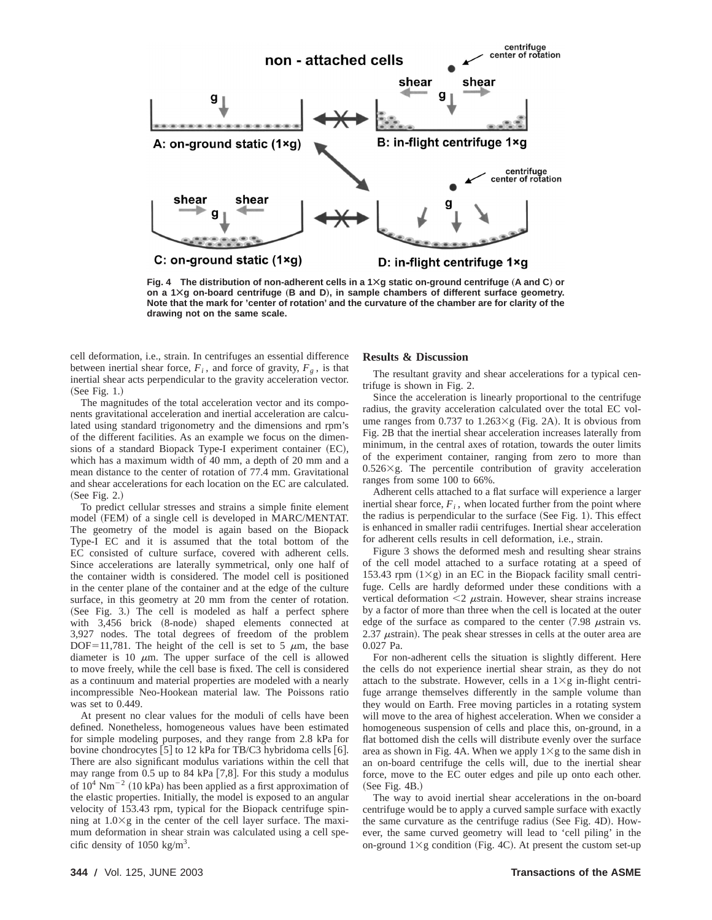Fig. 4 The distribution of non-adherent cells in a 1×g static on-ground centrifuge (A and C) or on a 1×g on-board centrifuge (B and D), in sample chambers of different surface geometry. Note that the mark for 'center of rotation' and the curvature of the chamber are for clarity of the drawing not on the same scale.

cell deformation, i.e., strain. In centrifuges an essential difference between inertial shear force, $F_i$, and force of gravity, $F_g$, is that inertial shear acts perpendicular to the gravity acceleration vector. (See Fig. 1.)

The magnitudes of the total acceleration vector and its components gravitational acceleration and inertial acceleration are calculated using standard trigonometry and the dimensions and rpm's of the different facilities. As an example we focus on the dimensions of a standard Biopack Type-I experiment container (EC), which has a maximum width of 40 mm, a depth of 20 mm and a mean distance to the center of rotation of 77.4 mm. Gravitational and shear accelerations for each location on the EC are calculated. (See Fig. 2.)

To predict cellular stresses and strains a simple finite element model (FEM) of a single cell is developed in MARC/MENTAT. The geometry of the model is again based on the Biopack Type-I EC and it is assumed that the total bottom of the EC consisted of culture surface, covered with adherent cells. Since accelerations are laterally symmetrical, only one half of the container width is considered. The model cell is positioned in the center plane of the container and at the edge of the culture surface, in this geometry at 20 mm from the center of rotation. (See Fig. 3.) The cell is modeled as half a perfect sphere with 3,456 brick (8-node) shaped elements connected at 3,927 nodes. The total degrees of freedom of the problem DOF=11,781. The height of the cell is set to 5 $\mu$m, the base diameter is 10 $\mu$m. The upper surface of the cell is allowed to move freely, while the cell base is fixed. The cell is considered as a continuum and material properties are modeled with a nearly incompressible Neo-Hookean material law. The Poissons ratio was set to 0.449.

At present no clear values for the moduli of cells have been defined. Nonetheless, homogeneous values have been estimated for simple modeling purposes, and they range from 2.8 kPa for bovine chondrocytes [5] to 12 kPa for TB/C3 hybridoma cells [6]. There are also significant modulus variations within the cell that may range from 0.5 up to 84 kPa [7,8]. For this study a modulus of $10^4$ $\mathrm{Nm}^{-2}$ (10 kPa) has been applied as a first approximation of the elastic properties. Initially, the model is exposed to an angular velocity of 153.43 rpm, typical for the Biopack centrifuge spinning at 1.0×g in the center of the cell layer surface. The maximum deformation in shear strain was calculated using a cell specific density of 1050 $\mathrm{kg/m}^3$.

## Results & Discussion

The resultant gravity and shear accelerations for a typical centrifuge is shown in Fig. 2.

Since the acceleration is linearly proportional to the centrifuge radius, the gravity acceleration calculated over the total EC volume ranges from 0.737 to 1.263×g (Fig. 2A). It is obvious from Fig. 2B that the inertial shear acceleration increases laterally from minimum, in the central axes of rotation, towards the outer limits of the experiment container, ranging from zero to more than 0.526×g. The percentile contribution of gravity acceleration ranges from some 100 to 66%.

Adherent cells attached to a flat surface will experience a larger inertial shear force, $F_i$, when located further from the point where the radius is perpendicular to the surface (See Fig. 1). This effect is enhanced in smaller radii centrifuges. Inertial shear acceleration for adherent cells results in cell deformation, i.e., strain.

Figure 3 shows the deformed mesh and resulting shear strains of the cell model attached to a surface rotating at a speed of 153.43 rpm (1×g) in an EC in the Biopack facility small centrifuge. Cells are hardly deformed under these conditions with a vertical deformation <2 $\mu$strain. However, shear strains increase by a factor of more than three when the cell is located at the outer edge of the surface as compared to the center (7.98 $\mu$strain vs. 2.37 $\mu$strain). The peak shear stresses in cells at the outer area are 0.027 Pa.

For non-adherent cells the situation is slightly different. Here the cells do not experience inertial shear strain, as they do not attach to the substrate. However, cells in a 1×g in-flight centrifuge arrange themselves differently in the sample volume than they would on Earth. Free moving particles in a rotating system will move to the area of highest acceleration. When we consider a homogeneous suspension of cells and place this, on-ground, in a flat bottomed dish the cells will distribute evenly over the surface area as shown in Fig. 4A. When we apply 1×g to the same dish in an on-board centrifuge the cells will, due to the inertial shear force, move to the EC outer edges and pile up onto each other. (See Fig. 4B.)

The way to avoid inertial shear accelerations in the on-board centrifuge would be to apply a curved sample surface with exactly the same curvature as the centrifuge radius (See Fig. 4D). However, the same curved geometry will lead to 'cell piling' in the on-ground 1×g condition (Fig. 4C). At present the custom set-up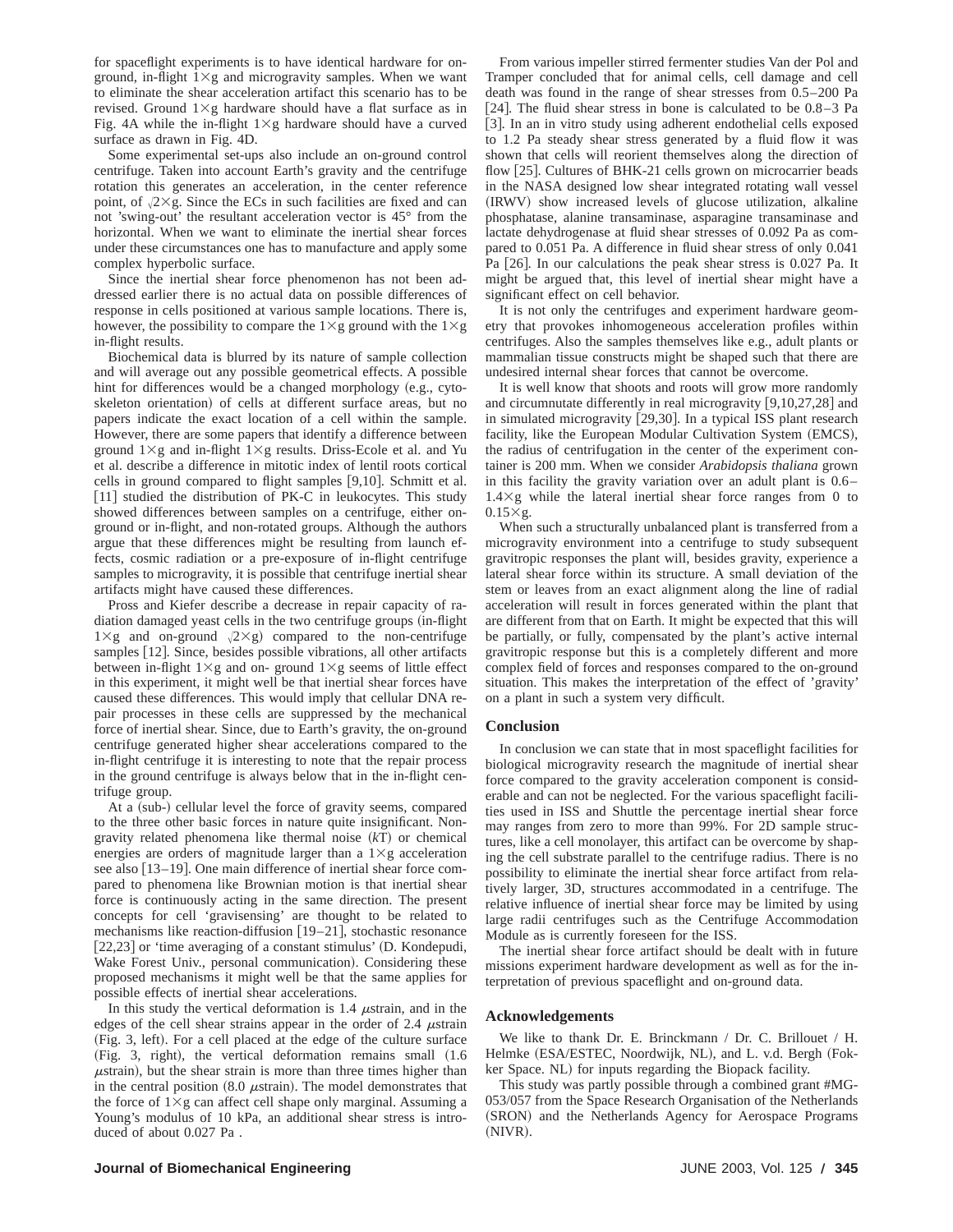for spaceflight experiments is to have identical hardware for on-ground, in-flight $1\times g$ and microgravity samples. When we want to eliminate the shear acceleration artifact this scenario has to be revised. Ground $1\times g$ hardware should have a flat surface as in Fig. 4A while the in-flight $1\times g$ hardware should have a curved surface as drawn in Fig. 4D.

Some experimental set-ups also include an on-ground control centrifuge. Taken into account Earth's gravity and the centrifuge rotation this generates an acceleration, in the center reference point, of $\sqrt{2}\times g$. Since the ECs in such facilities are fixed and can not 'swing-out' the resultant acceleration vector is 45° from the horizontal. When we want to eliminate the inertial shear forces under these circumstances one has to manufacture and apply some complex hyperbolic surface.

Since the inertial shear force phenomenon has not been addressed earlier there is no actual data on possible differences of response in cells positioned at various sample locations. There is, however, the possibility to compare the $1\times g$ ground with the $1\times g$ in-flight results.

Biochemical data is blurred by its nature of sample collection and will average out any possible geometrical effects. A possible hint for differences would be a changed morphology (e.g., cytoskeleton orientation) of cells at different surface areas, but no papers indicate the exact location of a cell within the sample. However, there are some papers that identify a difference between ground $1\times g$ and in-flight $1\times g$ results. Driss-Ecole et al. and Yu et al. describe a difference in mitotic index of lentil roots cortical cells in ground compared to flight samples [9,10]. Schmitt et al. [11] studied the distribution of PK-C in leukocytes. This study showed differences between samples on a centrifuge, either on-ground or in-flight, and non-rotated groups. Although the authors argue that these differences might be resulting from launch effects, cosmic radiation or a pre-exposure of in-flight centrifuge samples to microgravity, it is possible that centrifuge inertial shear artifacts might have caused these differences.

Pross and Kiefer describe a decrease in repair capacity of radiation damaged yeast cells in the two centrifuge groups (in-flight $1\times g$ and on-ground $\sqrt{2}\times g$) compared to the non-centrifuge samples [12]. Since, besides possible vibrations, all other artifacts between in-flight $1\times g$ and on- ground $1\times g$ seems of little effect in this experiment, it might well be that inertial shear forces have caused these differences. This would imply that cellular DNA repair processes in these cells are suppressed by the mechanical force of inertial shear. Since, due to Earth's gravity, the on-ground centrifuge generated higher shear accelerations compared to the in-flight centrifuge it is interesting to note that the repair process in the ground centrifuge is always below that in the in-flight centrifuge group.

At a (sub-) cellular level the force of gravity seems, compared to the three other basic forces in nature quite insignificant. Non-gravity related phenomena like thermal noise ($kT$) or chemical energies are orders of magnitude larger than a $1\times g$ acceleration see also [13–19]. One main difference of inertial shear force compared to phenomena like Brownian motion is that inertial shear force is continuously acting in the same direction. The present concepts for cell 'gravisensing' are thought to be related to mechanisms like reaction-diffusion [19–21], stochastic resonance [22,23] or 'time averaging of a constant stimulus' (D. Kondepudi, Wake Forest Univ., personal communication). Considering these proposed mechanisms it might well be that the same applies for possible effects of inertial shear accelerations.

In this study the vertical deformation is 1.4 $\mu$strain, and in the edges of the cell shear strains appear in the order of 2.4 $\mu$strain (Fig. 3, left). For a cell placed at the edge of the culture surface (Fig. 3, right), the vertical deformation remains small (1.6 $\mu$strain), but the shear strain is more than three times higher than in the central position (8.0 $\mu$strain). The model demonstrates that the force of $1\times g$ can affect cell shape only marginal. Assuming a Young's modulus of 10 kPa, an additional shear stress is introduced of about 0.027 Pa .

From various impeller stirred fermenter studies Van der Pol and Tramper concluded that for animal cells, cell damage and cell death was found in the range of shear stresses from 0.5–200 Pa [24]. The fluid shear stress in bone is calculated to be 0.8–3 Pa [3]. In an in vitro study using adherent endothelial cells exposed to 1.2 Pa steady shear stress generated by a fluid flow it was shown that cells will reorient themselves along the direction of flow [25]. Cultures of BHK-21 cells grown on microcarrier beads in the NASA designed low shear integrated rotating wall vessel (IRWV) show increased levels of glucose utilization, alkaline phosphatase, alanine transaminase, asparagine transaminase and lactate dehydrogenase at fluid shear stresses of 0.092 Pa as compared to 0.051 Pa. A difference in fluid shear stress of only 0.041 Pa [26]. In our calculations the peak shear stress is 0.027 Pa. It might be argued that, this level of inertial shear might have a significant effect on cell behavior.

It is not only the centrifuges and experiment hardware geometry that provokes inhomogeneous acceleration profiles within centrifuges. Also the samples themselves like e.g., adult plants or mammalian tissue constructs might be shaped such that there are undesired internal shear forces that cannot be overcome.

It is well know that shoots and roots will grow more randomly and circumnutate differently in real microgravity [9,10,27,28] and in simulated microgravity [29,30]. In a typical ISS plant research facility, like the European Modular Cultivation System (EMCS), the radius of centrifugation in the center of the experiment container is 200 mm. When we consider *Arabidopsis thaliana* grown in this facility the gravity variation over an adult plant is 0.6–$1.4\times g$ while the lateral inertial shear force ranges from 0 to $0.15\times g$.

When such a structurally unbalanced plant is transferred from a microgravity environment into a centrifuge to study subsequent gravitropic responses the plant will, besides gravity, experience a lateral shear force within its structure. A small deviation of the stem or leaves from an exact alignment along the line of radial acceleration will result in forces generated within the plant that are different from that on Earth. It might be expected that this will be partially, or fully, compensated by the plant's active internal gravitropic response but this is a completely different and more complex field of forces and responses compared to the on-ground situation. This makes the interpretation of the effect of 'gravity' on a plant in such a system very difficult.

## Conclusion

In conclusion we can state that in most spaceflight facilities for biological microgravity research the magnitude of inertial shear force compared to the gravity acceleration component is considerable and can not be neglected. For the various spaceflight facilities used in ISS and Shuttle the percentage inertial shear force may ranges from zero to more than 99%. For 2D sample structures, like a cell monolayer, this artifact can be overcome by shaping the cell substrate parallel to the centrifuge radius. There is no possibility to eliminate the inertial shear force artifact from relatively larger, 3D, structures accommodated in a centrifuge. The relative influence of inertial shear force may be limited by using large radii centrifuges such as the Centrifuge Accommodation Module as is currently foreseen for the ISS.

The inertial shear force artifact should be dealt with in future missions experiment hardware development as well as for the interpretation of previous spaceflight and on-ground data.

## Acknowledgements

We like to thank Dr. E. Brinckmann / Dr. C. Brillouet / H. Helmke (ESA/ESTEC, Noordwijk, NL), and L. v.d. Bergh (Fokker Space. NL) for inputs regarding the Biopack facility.

This study was partly possible through a combined grant #MG-053/057 from the Space Research Organisation of the Netherlands (SRON) and the Netherlands Agency for Aerospace Programs (NIVR).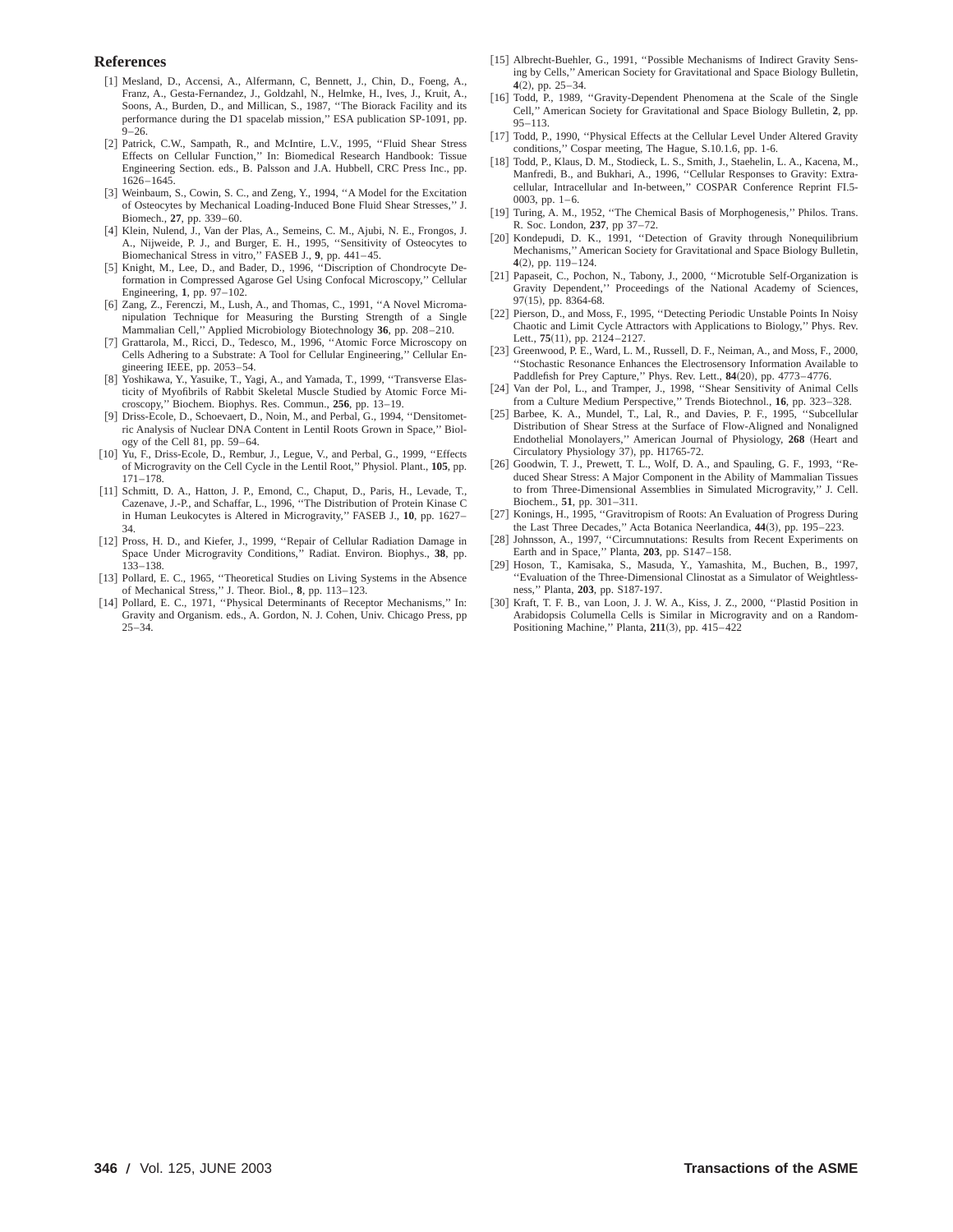## References

[1] Mesland, D., Accensi, A., Alfermann, C, Bennett, J., Chin, D., Foeng, A., Franz, A., Gesta-Fernandez, J., Goldzahl, N., Helmke, H., Ives, J., Kruit, A., Soons, A., Burden, D., and Millican, S., 1987, ''The Biorack Facility and its performance during the D1 spacelab mission,'' ESA publication SP-1091, pp. 9–26.

[2] Patrick, C.W., Sampath, R., and McIntire, L.V., 1995, ''Fluid Shear Stress Effects on Cellular Function,'' In: Biomedical Research Handbook: Tissue Engineering Section. eds., B. Palsson and J.A. Hubbell, CRC Press Inc., pp. 1626–1645.

[3] Weinbaum, S., Cowin, S. C., and Zeng, Y., 1994, ''A Model for the Excitation of Osteocytes by Mechanical Loading-Induced Bone Fluid Shear Stresses,'' J. Biomech., **27**, pp. 339–60.

[4] Klein, Nulend, J., Van der Plas, A., Semeins, C. M., Ajubi, N. E., Frongos, J. A., Nijweide, P. J., and Burger, E. H., 1995, ''Sensitivity of Osteocytes to Biomechanical Stress in vitro,'' FASEB J., **9**, pp. 441–45.

[5] Knight, M., Lee, D., and Bader, D., 1996, ''Discription of Chondrocyte Deformation in Compressed Agarose Gel Using Confocal Microscopy,'' Cellular Engineering, **1**, pp. 97–102.

[6] Zang, Z., Ferenczi, M., Lush, A., and Thomas, C., 1991, ''A Novel Micromanipulation Technique for Measuring the Bursting Strength of a Single Mammalian Cell,'' Applied Microbiology Biotechnology **36**, pp. 208–210.

[7] Grattarola, M., Ricci, D., Tedesco, M., 1996, ''Atomic Force Microscopy on Cells Adhering to a Substrate: A Tool for Cellular Engineering,'' Cellular Engineering IEEE, pp. 2053–54.

[8] Yoshikawa, Y., Yasuike, T., Yagi, A., and Yamada, T., 1999, ''Transverse Elasticity of Myofibrils of Rabbit Skeletal Muscle Studied by Atomic Force Microscopy,'' Biochem. Biophys. Res. Commun., **256**, pp. 13–19.

[9] Driss-Ecole, D., Schoevaert, D., Noin, M., and Perbal, G., 1994, ''Densitometric Analysis of Nuclear DNA Content in Lentil Roots Grown in Space,'' Biology of the Cell 81, pp. 59–64.

[10] Yu, F., Driss-Ecole, D., Rembur, J., Legue, V., and Perbal, G., 1999, ''Effects of Microgravity on the Cell Cycle in the Lentil Root,'' Physiol. Plant., **105**, pp. 171–178.

[11] Schmitt, D. A., Hatton, J. P., Emond, C., Chaput, D., Paris, H., Levade, T., Cazenave, J.-P., and Schaffar, L., 1996, ''The Distribution of Protein Kinase C in Human Leukocytes is Altered in Microgravity,'' FASEB J., **10**, pp. 1627–34.

[12] Pross, H. D., and Kiefer, J., 1999, ''Repair of Cellular Radiation Damage in Space Under Microgravity Conditions,'' Radiat. Environ. Biophys., **38**, pp. 133–138.

[13] Pollard, E. C., 1965, ''Theoretical Studies on Living Systems in the Absence of Mechanical Stress,'' J. Theor. Biol., **8**, pp. 113–123.

[14] Pollard, E. C., 1971, ''Physical Determinants of Receptor Mechanisms,'' In: Gravity and Organism. eds., A. Gordon, N. J. Cohen, Univ. Chicago Press, pp 25–34.

[15] Albrecht-Buehler, G., 1991, ''Possible Mechanisms of Indirect Gravity Sensing by Cells,'' American Society for Gravitational and Space Biology Bulletin, **4**(2), pp. 25–34.

[16] Todd, P., 1989, ''Gravity-Dependent Phenomena at the Scale of the Single Cell,'' American Society for Gravitational and Space Biology Bulletin, **2**, pp. 95–113.

[17] Todd, P., 1990, ''Physical Effects at the Cellular Level Under Altered Gravity conditions,'' Cospar meeting, The Hague, S.10.1.6, pp. 1-6.

[18] Todd, P., Klaus, D. M., Stodieck, L. S., Smith, J., Staehelin, L. A., Kacena, M., Manfredi, B., and Bukhari, A., 1996, ''Cellular Responses to Gravity: Extracellular, Intracellular and In-between,'' COSPAR Conference Reprint FI.5-0003, pp. 1–6.

[19] Turing, A. M., 1952, ''The Chemical Basis of Morphogenesis,'' Philos. Trans. R. Soc. London, **237**, pp 37–72.

[20] Kondepudi, D. K., 1991, ''Detection of Gravity through Nonequilibrium Mechanisms,'' American Society for Gravitational and Space Biology Bulletin, **4**(2), pp. 119–124.

[21] Papaseit, C., Pochon, N., Tabony, J., 2000, ''Microtuble Self-Organization is Gravity Dependent,'' Proceedings of the National Academy of Sciences, 97(15), pp. 8364-68.

[22] Pierson, D., and Moss, F., 1995, ''Detecting Periodic Unstable Points In Noisy Chaotic and Limit Cycle Attractors with Applications to Biology,'' Phys. Rev. Lett., **75**(11), pp. 2124–2127.

[23] Greenwood, P. E., Ward, L. M., Russell, D. F., Neiman, A., and Moss, F., 2000, ''Stochastic Resonance Enhances the Electrosensory Information Available to Paddlefish for Prey Capture,'' Phys. Rev. Lett., **84**(20), pp. 4773–4776.

[24] Van der Pol, L., and Tramper, J., 1998, ''Shear Sensitivity of Animal Cells from a Culture Medium Perspective,'' Trends Biotechnol., **16**, pp. 323–328.

[25] Barbee, K. A., Mundel, T., Lal, R., and Davies, P. F., 1995, ''Subcellular Distribution of Shear Stress at the Surface of Flow-Aligned and Nonaligned Endothelial Monolayers,'' American Journal of Physiology, **268** (Heart and Circulatory Physiology 37), pp. H1765-72.

[26] Goodwin, T. J., Prewett, T. L., Wolf, D. A., and Spauling, G. F., 1993, ''Reduced Shear Stress: A Major Component in the Ability of Mammalian Tissues to from Three-Dimensional Assemblies in Simulated Microgravity,'' J. Cell. Biochem., **51**, pp. 301–311.

[27] Konings, H., 1995, ''Gravitropism of Roots: An Evaluation of Progress During the Last Three Decades,'' Acta Botanica Neerlandica, **44**(3), pp. 195–223.

[28] Johnsson, A., 1997, ''Circumnutations: Results from Recent Experiments on Earth and in Space,'' Planta, **203**, pp. S147–158.

[29] Hoson, T., Kamisaka, S., Masuda, Y., Yamashita, M., Buchen, B., 1997, ''Evaluation of the Three-Dimensional Clinostat as a Simulator of Weightlessness,'' Planta, **203**, pp. S187-197.

[30] Kraft, T. F. B., van Loon, J. J. W. A., Kiss, J. Z., 2000, ''Plastid Position in Arabidopsis Columella Cells is Similar in Microgravity and on a Random-Positioning Machine,'' Planta, **211**(3), pp. 415–422